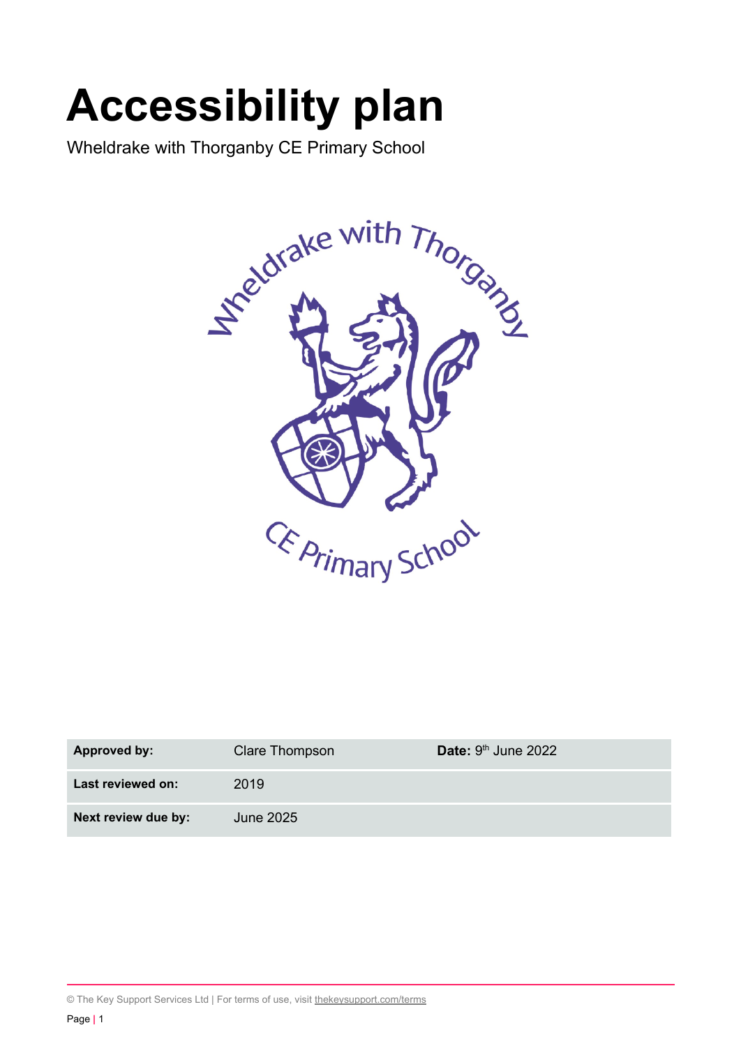# Accessibility plan

Wheldrake with Thorganby CE Primary School

| **Approved by:** | Clare Thompson | **Date:** 9th June 2022 |
|---|---|---|
| **Last reviewed on:** | 2019 | |
| **Next review due by:** | June 2025 | |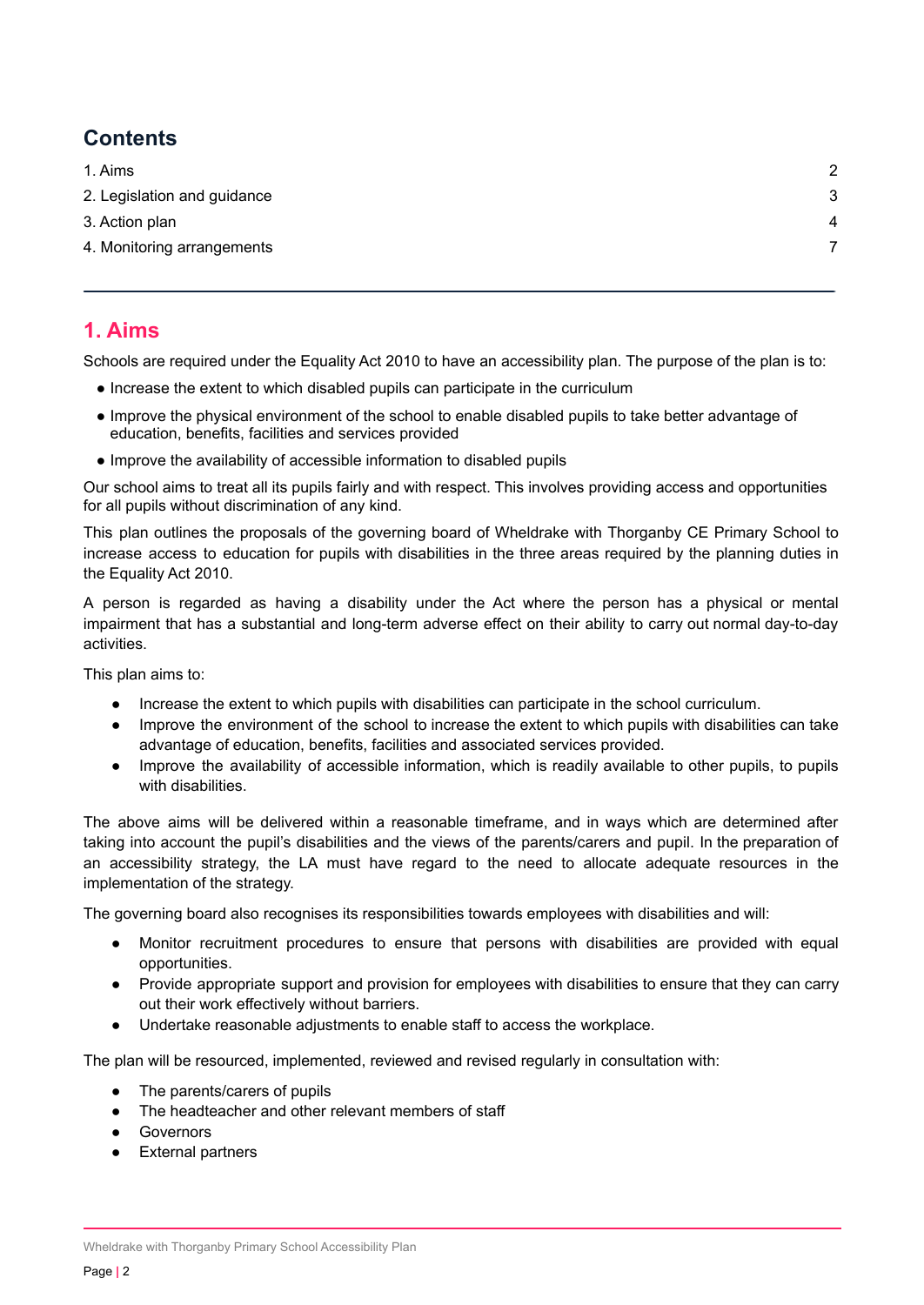## Contents

1. Aims 2
2. Legislation and guidance 3
3. Action plan 4
4. Monitoring arrangements 7

---

## 1. Aims

Schools are required under the Equality Act 2010 to have an accessibility plan. The purpose of the plan is to:

- Increase the extent to which disabled pupils can participate in the curriculum
- Improve the physical environment of the school to enable disabled pupils to take better advantage of education, benefits, facilities and services provided
- Improve the availability of accessible information to disabled pupils

Our school aims to treat all its pupils fairly and with respect. This involves providing access and opportunities for all pupils without discrimination of any kind.

This plan outlines the proposals of the governing board of Wheldrake with Thorganby CE Primary School to increase access to education for pupils with disabilities in the three areas required by the planning duties in the Equality Act 2010.

A person is regarded as having a disability under the Act where the person has a physical or mental impairment that has a substantial and long-term adverse effect on their ability to carry out normal day-to-day activities.

This plan aims to:

- Increase the extent to which pupils with disabilities can participate in the school curriculum.
- Improve the environment of the school to increase the extent to which pupils with disabilities can take advantage of education, benefits, facilities and associated services provided.
- Improve the availability of accessible information, which is readily available to other pupils, to pupils with disabilities.

The above aims will be delivered within a reasonable timeframe, and in ways which are determined after taking into account the pupil's disabilities and the views of the parents/carers and pupil. In the preparation of an accessibility strategy, the LA must have regard to the need to allocate adequate resources in the implementation of the strategy.

The governing board also recognises its responsibilities towards employees with disabilities and will:

- Monitor recruitment procedures to ensure that persons with disabilities are provided with equal opportunities.
- Provide appropriate support and provision for employees with disabilities to ensure that they can carry out their work effectively without barriers.
- Undertake reasonable adjustments to enable staff to access the workplace.

The plan will be resourced, implemented, reviewed and revised regularly in consultation with:

- The parents/carers of pupils
- The headteacher and other relevant members of staff
- Governors
- External partners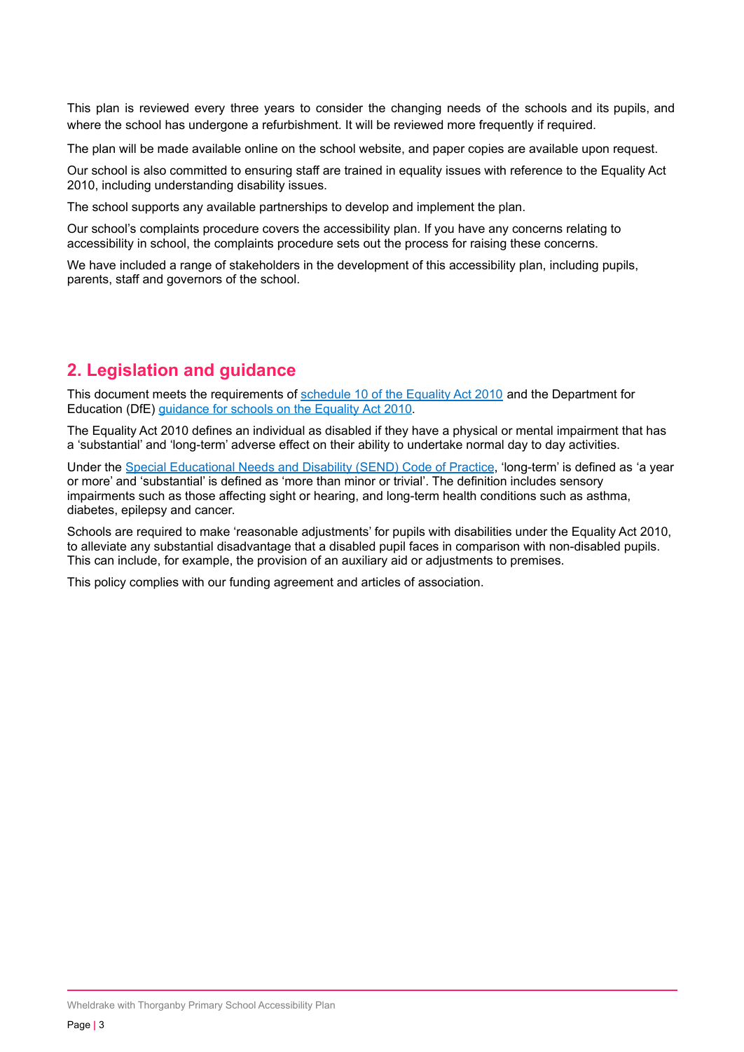This plan is reviewed every three years to consider the changing needs of the schools and its pupils, and where the school has undergone a refurbishment. It will be reviewed more frequently if required.

The plan will be made available online on the school website, and paper copies are available upon request.

Our school is also committed to ensuring staff are trained in equality issues with reference to the Equality Act 2010, including understanding disability issues.

The school supports any available partnerships to develop and implement the plan.

Our school's complaints procedure covers the accessibility plan. If you have any concerns relating to accessibility in school, the complaints procedure sets out the process for raising these concerns.

We have included a range of stakeholders in the development of this accessibility plan, including pupils, parents, staff and governors of the school.

## 2. Legislation and guidance

This document meets the requirements of schedule 10 of the Equality Act 2010 and the Department for Education (DfE) guidance for schools on the Equality Act 2010.

The Equality Act 2010 defines an individual as disabled if they have a physical or mental impairment that has a 'substantial' and 'long-term' adverse effect on their ability to undertake normal day to day activities.

Under the Special Educational Needs and Disability (SEND) Code of Practice, 'long-term' is defined as 'a year or more' and 'substantial' is defined as 'more than minor or trivial'. The definition includes sensory impairments such as those affecting sight or hearing, and long-term health conditions such as asthma, diabetes, epilepsy and cancer.

Schools are required to make 'reasonable adjustments' for pupils with disabilities under the Equality Act 2010, to alleviate any substantial disadvantage that a disabled pupil faces in comparison with non-disabled pupils. This can include, for example, the provision of an auxiliary aid or adjustments to premises.

This policy complies with our funding agreement and articles of association.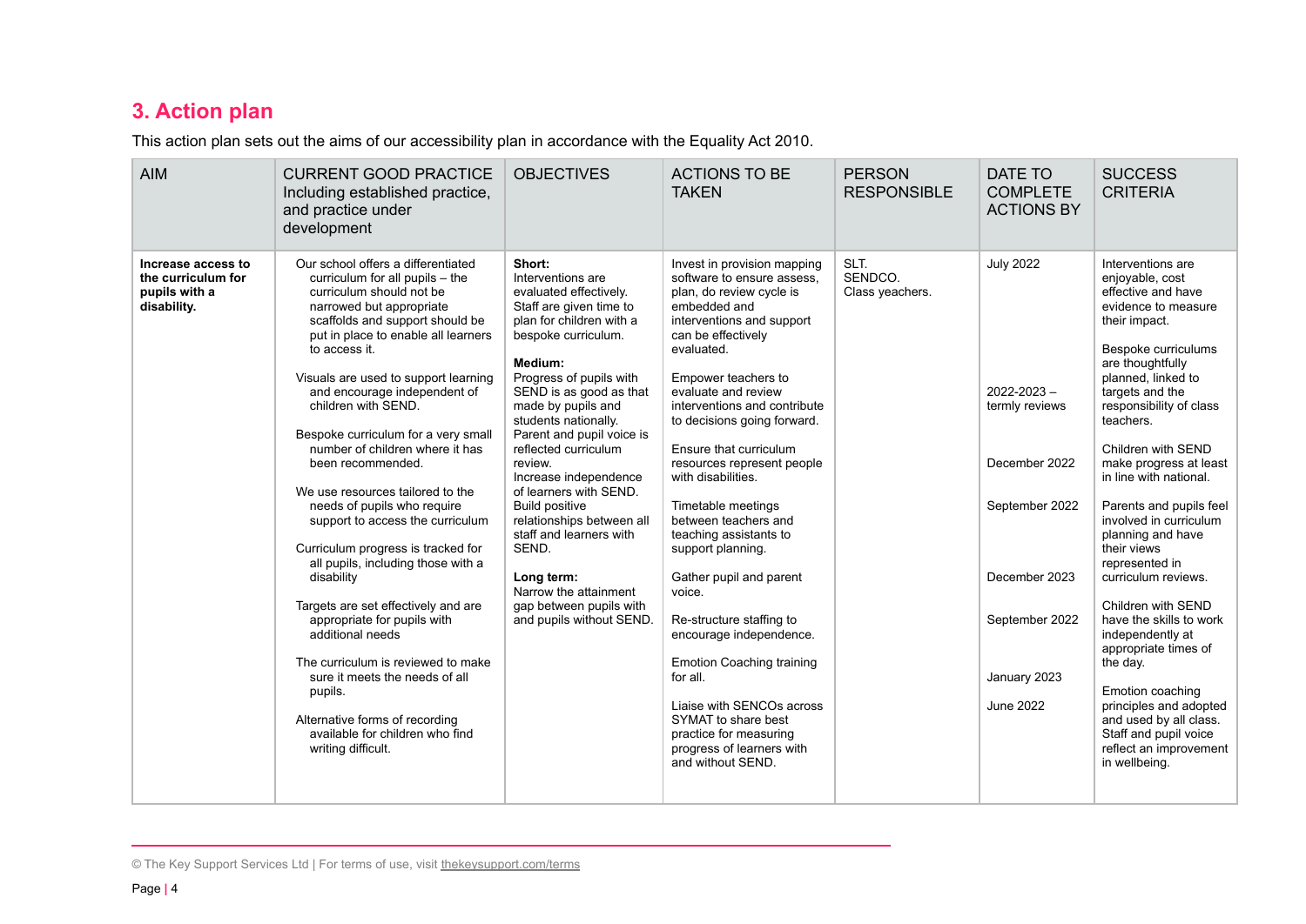## 3. Action plan

This action plan sets out the aims of our accessibility plan in accordance with the Equality Act 2010.

| AIM | CURRENT GOOD PRACTICE Including established practice, and practice under development | OBJECTIVES | ACTIONS TO BE TAKEN | PERSON RESPONSIBLE | DATE TO COMPLETE ACTIONS BY | SUCCESS CRITERIA |
|---|---|---|---|---|---|---|
| **Increase access to the curriculum for pupils with a disability.** | Our school offers a differentiated curriculum for all pupils – the curriculum should not be narrowed but appropriate scaffolds and support should be put in place to enable all learners to access it.<br><br>Visuals are used to support learning and encourage independent of children with SEND.<br><br>Bespoke curriculum for a very small number of children where it has been recommended.<br><br>We use resources tailored to the needs of pupils who require support to access the curriculum<br><br>Curriculum progress is tracked for all pupils, including those with a disability<br><br>Targets are set effectively and are appropriate for pupils with additional needs<br><br>The curriculum is reviewed to make sure it meets the needs of all pupils.<br><br>Alternative forms of recording available for children who find writing difficult. | **Short:**<br>Interventions are evaluated effectively.<br>Staff are given time to plan for children with a bespoke curriculum.<br><br>**Medium:**<br>Progress of pupils with SEND is as good as that made by pupils and students nationally.<br>Parent and pupil voice is reflected curriculum review.<br>Increase independence of learners with SEND.<br>Build positive relationships between all staff and learners with SEND.<br><br>**Long term:**<br>Narrow the attainment gap between pupils with and pupils without SEND. | Invest in provision mapping software to ensure assess, plan, do review cycle is embedded and interventions and support can be effectively evaluated.<br><br>Empower teachers to evaluate and review interventions and contribute to decisions going forward.<br><br>Ensure that curriculum resources represent people with disabilities.<br><br>Timetable meetings between teachers and teaching assistants to support planning.<br><br>Gather pupil and parent voice.<br><br>Re-structure staffing to encourage independence.<br><br>Emotion Coaching training for all.<br><br>Liaise with SENCOs across SYMAT to share best practice for measuring progress of learners with and without SEND. | SLT.<br>SENDCO.<br>Class yeachers. | July 2022<br><br>2022-2023 – termly reviews<br><br>December 2022<br><br>September 2022<br><br>December 2023<br><br>September 2022<br><br>January 2023<br><br>June 2022 | Interventions are enjoyable, cost effective and have evidence to measure their impact.<br><br>Bespoke curriculums are thoughtfully planned, linked to targets and the responsibility of class teachers.<br><br>Children with SEND make progress at least in line with national.<br><br>Parents and pupils feel involved in curriculum planning and have their views represented in curriculum reviews.<br><br>Children with SEND have the skills to work independently at appropriate times of the day.<br><br>Emotion coaching principles and adopted and used by all class. Staff and pupil voice reflect an improvement in wellbeing. |

© The Key Support Services Ltd | For terms of use, visit thekeysupport.com/terms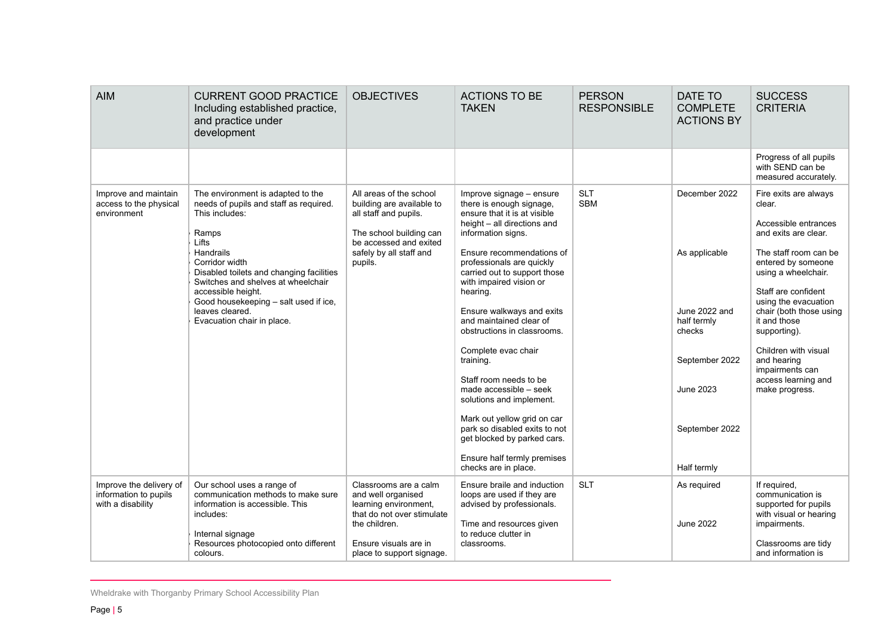| AIM | CURRENT GOOD PRACTICE Including established practice, and practice under development | OBJECTIVES | ACTIONS TO BE TAKEN | PERSON RESPONSIBLE | DATE TO COMPLETE ACTIONS BY | SUCCESS CRITERIA |
|---|---|---|---|---|---|---|
| | | | | | | Progress of all pupils with SEND can be measured accurately. |
| Improve and maintain access to the physical environment | The environment is adapted to the needs of pupils and staff as required. This includes:<br><br>- Ramps<br>- Lifts<br>- Handrails<br>- Corridor width<br>- Disabled toilets and changing facilities<br>- Switches and shelves at wheelchair accessible height.<br>- Good housekeeping – salt used if ice, leaves cleared.<br>- Evacuation chair in place. | All areas of the school building are available to all staff and pupils.<br><br>The school building can be accessed and exited safely by all staff and pupils. | Improve signage – ensure there is enough signage, ensure that it is at visible height – all directions and information signs.<br><br>Ensure recommendations of professionals are quickly carried out to support those with impaired vision or hearing.<br><br>Ensure walkways and exits and maintained clear of obstructions in classrooms.<br><br>Complete evac chair training.<br><br>Staff room needs to be made accessible – seek solutions and implement.<br><br>Mark out yellow grid on car park so disabled exits to not get blocked by parked cars.<br><br>Ensure half termly premises checks are in place. | SLT<br>SBM | December 2022<br><br>As applicable<br><br>June 2022 and half termly checks<br><br>September 2022<br><br>June 2023<br><br>September 2022<br><br>Half termly | Fire exits are always clear.<br><br>Accessible entrances and exits are clear.<br><br>The staff room can be entered by someone using a wheelchair.<br><br>Staff are confident using the evacuation chair (both those using it and those supporting).<br><br>Children with visual and hearing impairments can access learning and make progress. |
| Improve the delivery of information to pupils with a disability | Our school uses a range of communication methods to make sure information is accessible. This includes:<br><br>- Internal signage<br>- Resources photocopied onto different colours. | Classrooms are a calm and well organised learning environment, that do not over stimulate the children.<br><br>Ensure visuals are in place to support signage. | Ensure braile and induction loops are used if they are advised by professionals.<br><br>Time and resources given to reduce clutter in classrooms. | SLT | As required<br><br>June 2022 | If required, communication is supported for pupils with visual or hearing impairments.<br><br>Classrooms are tidy and information is |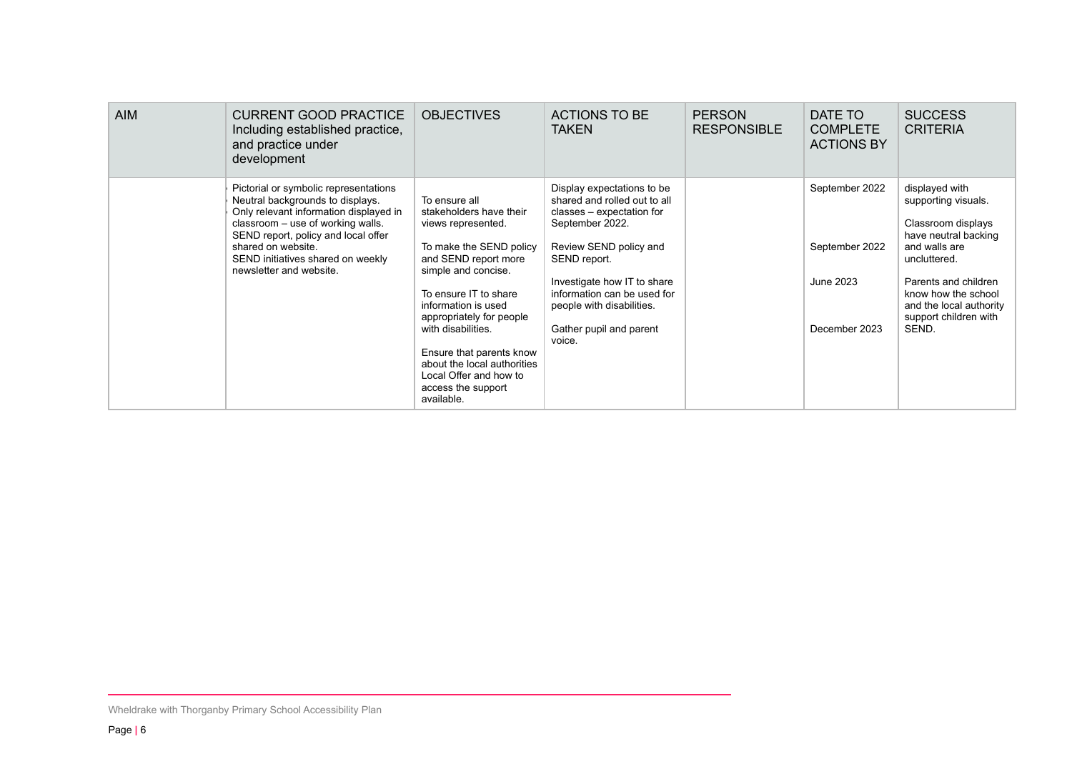| AIM | CURRENT GOOD PRACTICE Including established practice, and practice under development | OBJECTIVES | ACTIONS TO BE TAKEN | PERSON RESPONSIBLE | DATE TO COMPLETE ACTIONS BY | SUCCESS CRITERIA |
|---|---|---|---|---|---|---|
| | Pictorial or symbolic representations<br>Neutral backgrounds to displays.<br>Only relevant information displayed in classroom – use of working walls.<br>SEND report, policy and local offer shared on website.<br>SEND initiatives shared on weekly newsletter and website. | To ensure all stakeholders have their views represented.<br><br>To make the SEND policy and SEND report more simple and concise.<br><br>To ensure IT to share information is used appropriately for people with disabilities.<br><br>Ensure that parents know about the local authorities Local Offer and how to access the support available. | Display expectations to be shared and rolled out to all classes – expectation for September 2022.<br><br>Review SEND policy and SEND report.<br><br>Investigate how IT to share information can be used for people with disabilities.<br><br>Gather pupil and parent voice. | | September 2022<br><br>September 2022<br><br>June 2023<br><br>December 2023 | displayed with supporting visuals.<br><br>Classroom displays have neutral backing and walls are uncluttered.<br><br>Parents and children know how the school and the local authority support children with SEND. |

Wheldrake with Thorganby Primary School Accessibility Plan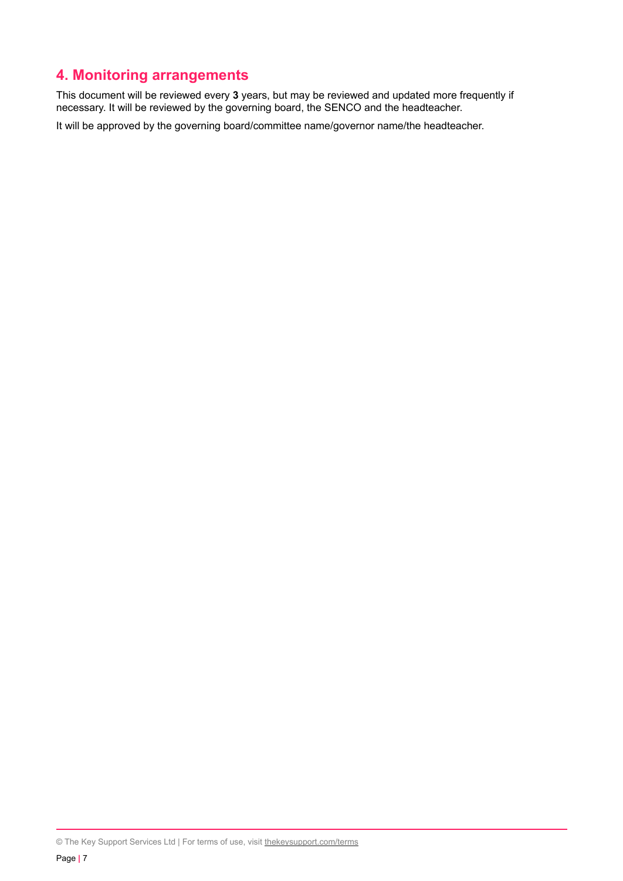## 4. Monitoring arrangements

This document will be reviewed every **3** years, but may be reviewed and updated more frequently if necessary. It will be reviewed by the governing board, the SENCO and the headteacher.

It will be approved by the governing board/committee name/governor name/the headteacher.